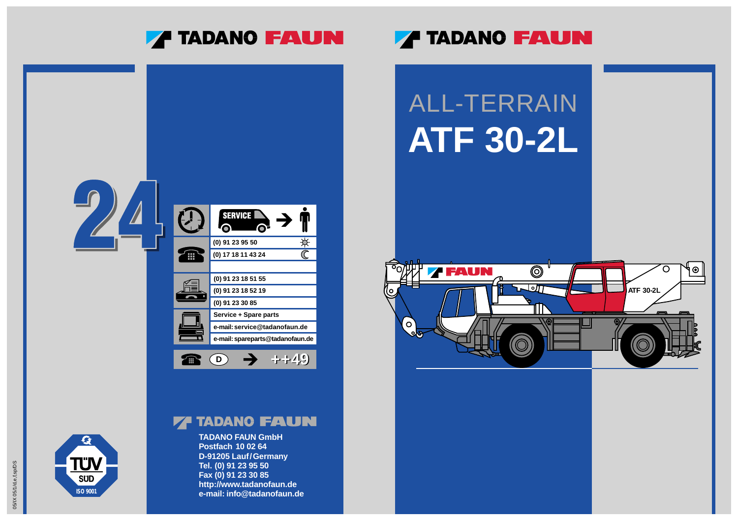TADANO FAUN

TADANO FAUN

# ALL-TERRAIN
# ATF 30-2L

24

| | SERVICE → |
|---|---|
| Telephone | (0) 91 23 95 50 ☼ |
| | (0) 17 18 11 43 24 ☾ |
| | |
| Fax | (0) 91 23 18 51 55 |
| | (0) 91 23 18 52 19 |
| | (0) 91 23 30 85 |
| Computer | Service + Spare parts |
| | e-mail: service@tadanofaun.de |
| | e-mail: spareparts@tadanofaun.de |
| D → | ++49 |

TADANO FAUN

**TADANO FAUN GmbH**
**Postfach 10 02 64**
**D-91205 Lauf/Germany**
**Tel. (0) 91 23 95 50**
**Fax (0) 91 23 30 85**
**http://www.tadanofaun.de**
**e-mail: info@tadanofaun.de**

TÜV SÜD ISO 9001

05/IX 05/1/d,e,f,sp/DS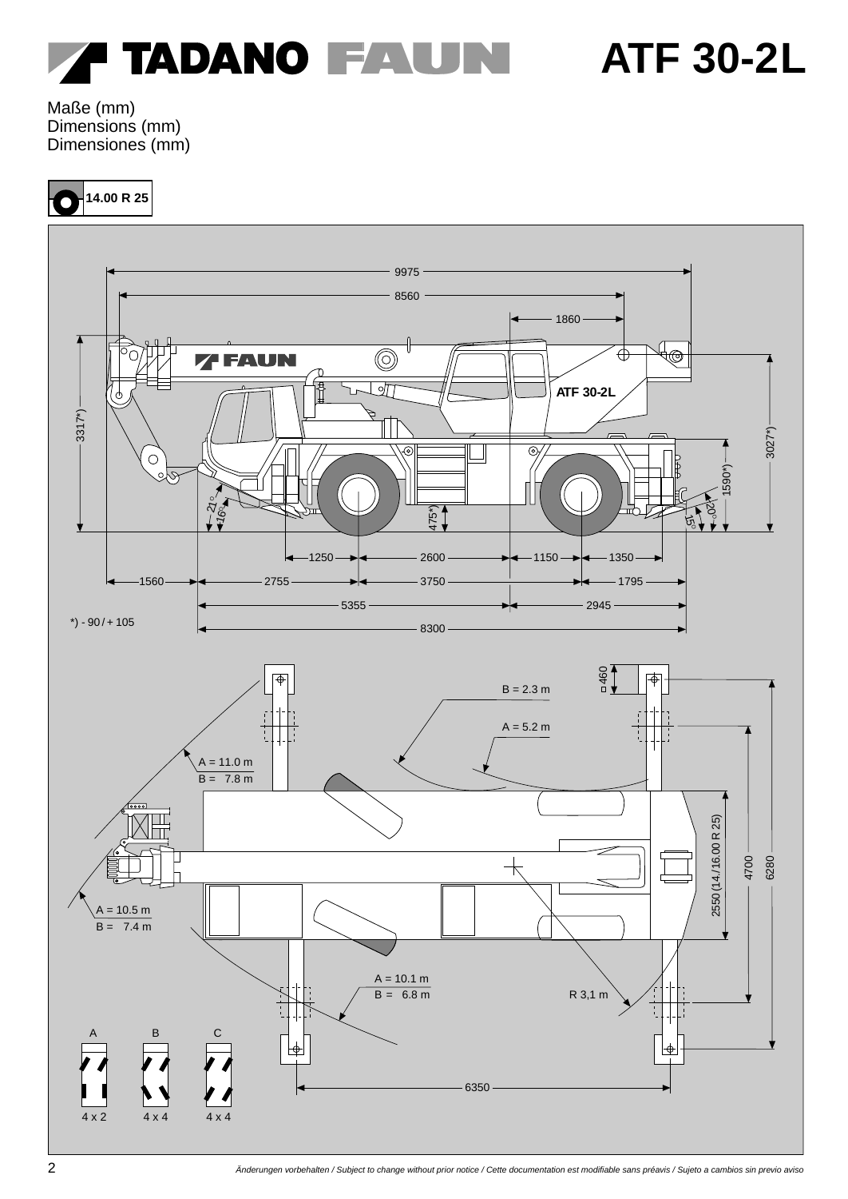# TADANO FAUN ATF 30-2L

Maße (mm)
Dimensions (mm)
Dimensiones (mm)

14.00 R 25

9975
8560
1860
3317*)
3027*)
1590*)
ATF 30-2L
21°
16°
475*)
20°
15°
1250
2600
1150
1350
1560
2755
3750
1795
5355
2945
*) - 90 / + 105
8300

460
B = 2.3 m
A = 5.2 m
A = 11.0 m
B = 7.8 m
A = 10.5 m
B = 7.4 m
A = 10.1 m
B = 6.8 m
R 3,1 m
2550 (14./16.00 R 25)
4700
6280
6350

| A | B | C |
|---|---|---|
| 4 x 2 | 4 x 4 | 4 x 4 |

*Änderungen vorbehalten / Subject to change without prior notice / Cette documentation est modifiable sans préavis / Sujeto a cambios sin previo aviso*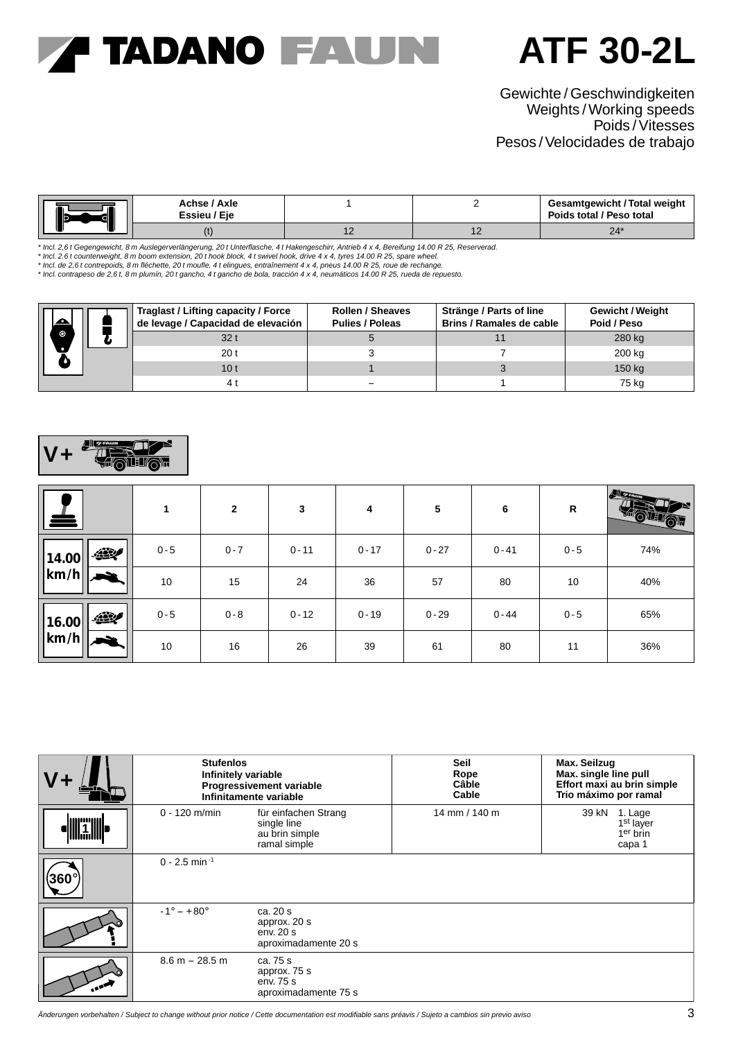# ATF 30-2L

Gewichte / Geschwindigkeiten
Weights / Working speeds
Poids / Vitesses
Pesos / Velocidades de trabajo

| | Achse / Axle Essieu / Eje | 1 | 2 | Gesamtgewicht / Total weight Poids total / Peso total |
|---|---|---|---|---|
| | (t) | 12 | 12 | 24* |

*\* Incl. 2,6 t Gegengewicht, 8 m Auslegerverlängerung, 20 t Unterflasche, 4 t Hakengeschirr, Antrieb 4 x 4, Bereifung 14.00 R 25, Reserverad.*
*\* Incl. 2.6 t counterweight, 8 m boom extension, 20 t hook block, 4 t swivel hook, drive 4 x 4, tyres 14.00 R 25, spare wheel.*
*\* Incl. de 2,6 t contrepoids, 8 m fléchette, 20 t moufle, 4 t elingues, entraînement 4 x 4, pneus 14.00 R 25, roue de rechange.*
*\* Incl. contrapeso de 2,6 t, 8 m plumín, 20 t gancho, 4 t gancho de bola, tracción 4 x 4, neumáticos 14.00 R 25, rueda de repuesto.*

| | Traglast / Lifting capacity / Force de levage / Capacidad de elevación | Rollen / Sheaves Pulies / Poleas | Stränge / Parts of line Brins / Ramales de cable | Gewicht / Weight Poid / Peso |
|---|---|---|---|---|
| | 32 t | 5 | 11 | 280 kg |
| | 20 t | 3 | 7 | 200 kg |
| | 10 t | 1 | 3 | 150 kg |
| | 4 t | – | 1 | 75 kg |

V+

| | | 1 | 2 | 3 | 4 | 5 | 6 | R | |
|---|---|---|---|---|---|---|---|---|---|
| 14.00 km/h | (slow) | 0 - 5 | 0 - 7 | 0 - 11 | 0 - 17 | 0 - 27 | 0 - 41 | 0 - 5 | 74% |
| | (fast) | 10 | 15 | 24 | 36 | 57 | 80 | 10 | 40% |
| 16.00 km/h | (slow) | 0 - 5 | 0 - 8 | 0 - 12 | 0 - 19 | 0 - 29 | 0 - 44 | 0 - 5 | 65% |
| | (fast) | 10 | 16 | 26 | 39 | 61 | 80 | 11 | 36% |

| V+ | Stufenlos Infinitely variable Progressivement variable Infinitamente variable | | Seil Rope Câble Cable | Max. Seilzug Max. single line pull Effort maxi au brin simple Trio máximo por ramal |
|---|---|---|---|---|
| 1 | 0 - 120 m/min | für einfachen Strang single line au brin simple ramal simple | 14 mm / 140 m | 39 kN 1. Lage 1st layer 1er brin capa 1 |
| 360° | 0 - 2.5 min$^{-1}$ | | | |
| | -1° – +80° | ca. 20 s approx. 20 s env. 20 s aproximadamente 20 s | | |
| | 8.6 m – 28.5 m | ca. 75 s approx. 75 s env. 75 s aproximadamente 75 s | | |

*Änderungen vorbehalten / Subject to change without prior notice / Cette documentation est modifiable sans préavis / Sujeto a cambios sin previo aviso*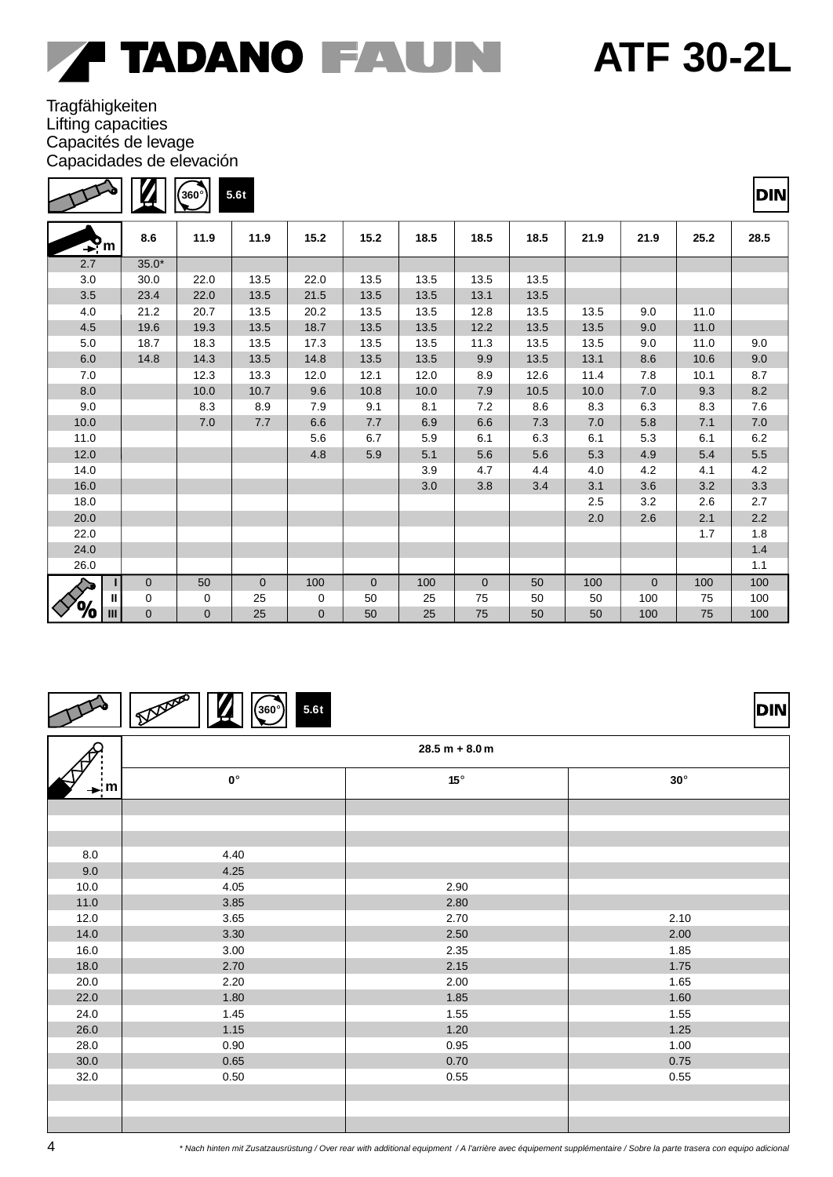# ATF 30-2L

Tragfähigkeiten
Lifting capacities
Capacités de levage
Capacidades de elevación

360° 5.6t DIN

| m | 8.6 | 11.9 | 11.9 | 15.2 | 15.2 | 18.5 | 18.5 | 18.5 | 21.9 | 21.9 | 25.2 | 28.5 |
|---|---|---|---|---|---|---|---|---|---|---|---|---|
| 2.7 | 35.0* | | | | | | | | | | | |
| 3.0 | 30.0 | 22.0 | 13.5 | 22.0 | 13.5 | 13.5 | 13.5 | 13.5 | | | | |
| 3.5 | 23.4 | 22.0 | 13.5 | 21.5 | 13.5 | 13.5 | 13.1 | 13.5 | | | | |
| 4.0 | 21.2 | 20.7 | 13.5 | 20.2 | 13.5 | 13.5 | 12.8 | 13.5 | 13.5 | 9.0 | 11.0 | |
| 4.5 | 19.6 | 19.3 | 13.5 | 18.7 | 13.5 | 13.5 | 12.2 | 13.5 | 13.5 | 9.0 | 11.0 | |
| 5.0 | 18.7 | 18.3 | 13.5 | 17.3 | 13.5 | 13.5 | 11.3 | 13.5 | 13.5 | 9.0 | 11.0 | 9.0 |
| 6.0 | 14.8 | 14.3 | 13.5 | 14.8 | 13.5 | 13.5 | 9.9 | 13.5 | 13.1 | 8.6 | 10.6 | 9.0 |
| 7.0 | | 12.3 | 13.3 | 12.0 | 12.1 | 12.0 | 8.9 | 12.6 | 11.4 | 7.8 | 10.1 | 8.7 |
| 8.0 | | 10.0 | 10.7 | 9.6 | 10.8 | 10.0 | 7.9 | 10.5 | 10.0 | 7.0 | 9.3 | 8.2 |
| 9.0 | | 8.3 | 8.9 | 7.9 | 9.1 | 8.1 | 7.2 | 8.6 | 8.3 | 6.3 | 8.3 | 7.6 |
| 10.0 | | 7.0 | 7.7 | 6.6 | 7.7 | 6.9 | 6.6 | 7.3 | 7.0 | 5.8 | 7.1 | 7.0 |
| 11.0 | | | | 5.6 | 6.7 | 5.9 | 6.1 | 6.3 | 6.1 | 5.3 | 6.1 | 6.2 |
| 12.0 | | | | 4.8 | 5.9 | 5.1 | 5.6 | 5.6 | 5.3 | 4.9 | 5.4 | 5.5 |
| 14.0 | | | | | | 3.9 | 4.7 | 4.4 | 4.0 | 4.2 | 4.1 | 4.2 |
| 16.0 | | | | | | 3.0 | 3.8 | 3.4 | 3.1 | 3.6 | 3.2 | 3.3 |
| 18.0 | | | | | | | | | 2.5 | 3.2 | 2.6 | 2.7 |
| 20.0 | | | | | | | | | 2.0 | 2.6 | 2.1 | 2.2 |
| 22.0 | | | | | | | | | | | 1.7 | 1.8 |
| 24.0 | | | | | | | | | | | | 1.4 |
| 26.0 | | | | | | | | | | | | 1.1 |
| % I | 0 | 50 | 0 | 100 | 0 | 100 | 0 | 50 | 100 | 0 | 100 | 100 |
| % II | 0 | 0 | 25 | 0 | 50 | 25 | 75 | 50 | 50 | 100 | 75 | 100 |
| % III | 0 | 0 | 25 | 0 | 50 | 25 | 75 | 50 | 50 | 100 | 75 | 100 |

360° 5.6t DIN

| m | 28.5 m + 8.0 m | | |
|---|---|---|---|
| | 0° | 15° | 30° |
| 8.0 | 4.40 | | |
| 9.0 | 4.25 | | |
| 10.0 | 4.05 | 2.90 | |
| 11.0 | 3.85 | 2.80 | |
| 12.0 | 3.65 | 2.70 | 2.10 |
| 14.0 | 3.30 | 2.50 | 2.00 |
| 16.0 | 3.00 | 2.35 | 1.85 |
| 18.0 | 2.70 | 2.15 | 1.75 |
| 20.0 | 2.20 | 2.00 | 1.65 |
| 22.0 | 1.80 | 1.85 | 1.60 |
| 24.0 | 1.45 | 1.55 | 1.55 |
| 26.0 | 1.15 | 1.20 | 1.25 |
| 28.0 | 0.90 | 0.95 | 1.00 |
| 30.0 | 0.65 | 0.70 | 0.75 |
| 32.0 | 0.50 | 0.55 | 0.55 |

*\* Nach hinten mit Zusatzausrüstung / Over rear with additional equipment / A l'arrière avec équipement supplémentaire / Sobre la parte trasera con equipo adicional*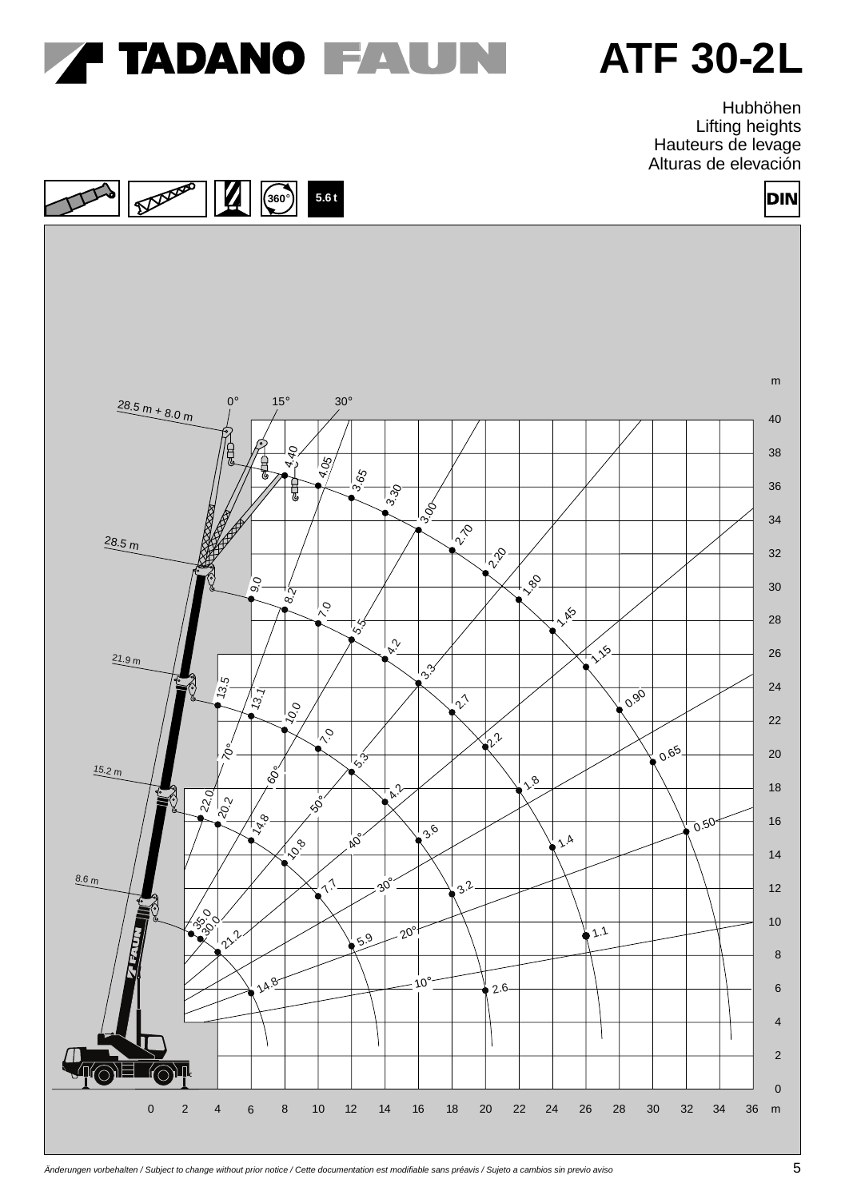# TADANO FAUN ATF 30-2L

Hubhöhen
Lifting heights
Hauteurs de levage
Alturas de elevación

360° 5.6 t DIN

Äenderungen vorbehalten / Subject to change without prior notice / Cette documentation est modifiable sans préavis / Sujeto a cambios sin previo aviso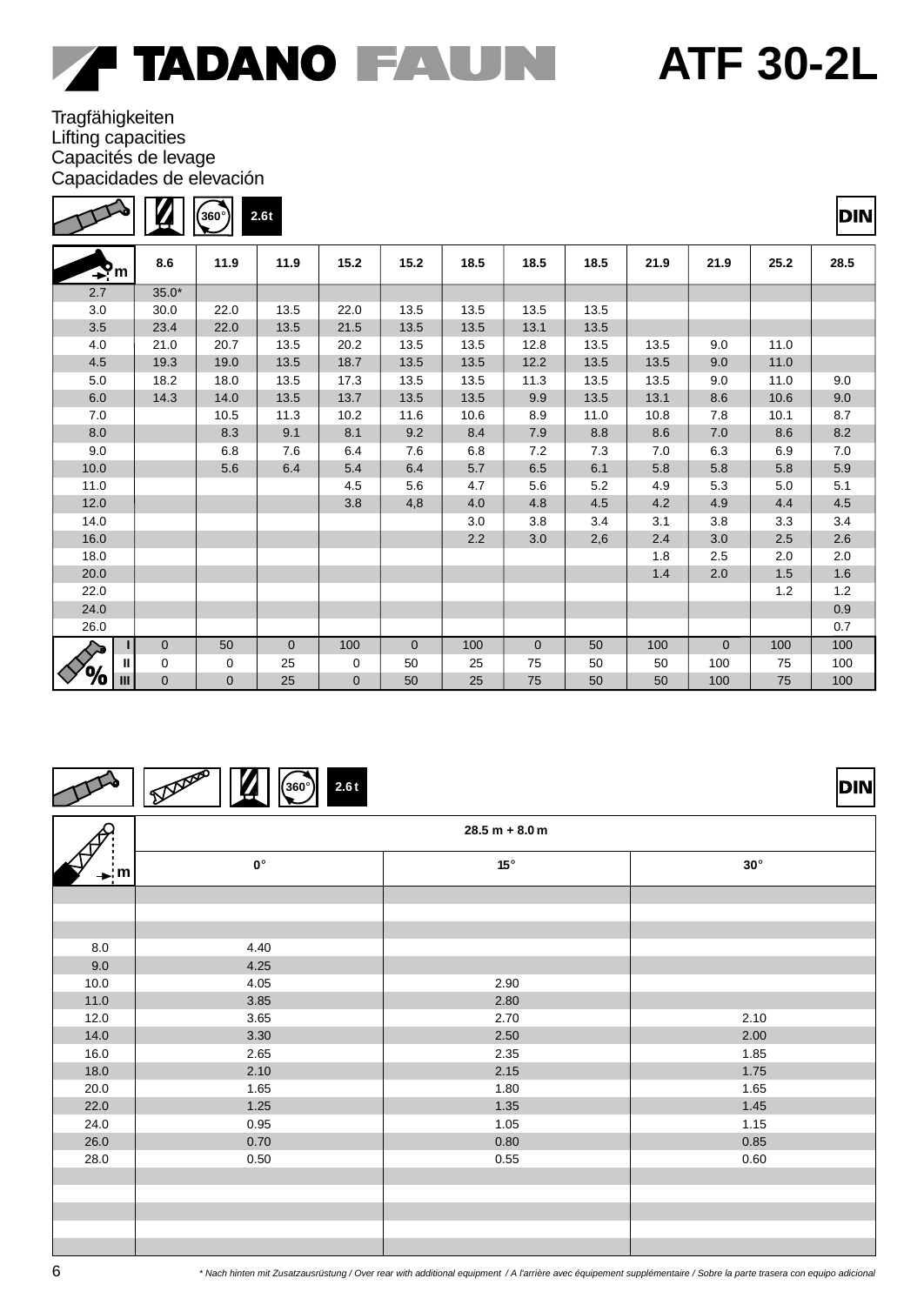# TADANO FAUN ATF 30-2L

Tragfähigkeiten
Lifting capacities
Capacités de levage
Capacidades de elevación

360° 2.6 t DIN

| m | 8.6 | 11.9 | 11.9 | 15.2 | 15.2 | 18.5 | 18.5 | 18.5 | 21.9 | 21.9 | 25.2 | 28.5 |
|---|---|---|---|---|---|---|---|---|---|---|---|---|
| 2.7 | 35.0* | | | | | | | | | | | |
| 3.0 | 30.0 | 22.0 | 13.5 | 22.0 | 13.5 | 13.5 | 13.5 | 13.5 | | | | |
| 3.5 | 23.4 | 22.0 | 13.5 | 21.5 | 13.5 | 13.5 | 13.1 | 13.5 | | | | |
| 4.0 | 21.0 | 20.7 | 13.5 | 20.2 | 13.5 | 13.5 | 12.8 | 13.5 | 13.5 | 9.0 | 11.0 | |
| 4.5 | 19.3 | 19.0 | 13.5 | 18.7 | 13.5 | 13.5 | 12.2 | 13.5 | 13.5 | 9.0 | 11.0 | |
| 5.0 | 18.2 | 18.0 | 13.5 | 17.3 | 13.5 | 13.5 | 11.3 | 13.5 | 13.5 | 9.0 | 11.0 | 9.0 |
| 6.0 | 14.3 | 14.0 | 13.5 | 13.7 | 13.5 | 13.5 | 9.9 | 13.5 | 13.1 | 8.6 | 10.6 | 9.0 |
| 7.0 | | 10.5 | 11.3 | 10.2 | 11.6 | 10.6 | 8.9 | 11.0 | 10.8 | 7.8 | 10.1 | 8.7 |
| 8.0 | | 8.3 | 9.1 | 8.1 | 9.2 | 8.4 | 7.9 | 8.8 | 8.6 | 7.0 | 8.6 | 8.2 |
| 9.0 | | 6.8 | 7.6 | 6.4 | 7.6 | 6.8 | 7.2 | 7.3 | 7.0 | 6.3 | 6.9 | 7.0 |
| 10.0 | | 5.6 | 6.4 | 5.4 | 6.4 | 5.7 | 6.5 | 6.1 | 5.8 | 5.8 | 5.8 | 5.9 |
| 11.0 | | | | 4.5 | 5.6 | 4.7 | 5.6 | 5.2 | 4.9 | 5.3 | 5.0 | 5.1 |
| 12.0 | | | | 3.8 | 4,8 | 4.0 | 4.8 | 4.5 | 4.2 | 4.9 | 4.4 | 4.5 |
| 14.0 | | | | | | 3.0 | 3.8 | 3.4 | 3.1 | 3.8 | 3.3 | 3.4 |
| 16.0 | | | | | | 2.2 | 3.0 | 2,6 | 2.4 | 3.0 | 2.5 | 2.6 |
| 18.0 | | | | | | | | | 1.8 | 2.5 | 2.0 | 2.0 |
| 20.0 | | | | | | | | | 1.4 | 2.0 | 1.5 | 1.6 |
| 22.0 | | | | | | | | | | | 1.2 | 1.2 |
| 24.0 | | | | | | | | | | | | 0.9 |
| 26.0 | | | | | | | | | | | | 0.7 |
| % I | 0 | 50 | 0 | 100 | 0 | 100 | 0 | 50 | 100 | 0 | 100 | 100 |
| % II | 0 | 0 | 25 | 0 | 50 | 25 | 75 | 50 | 50 | 100 | 75 | 100 |
| % III | 0 | 0 | 25 | 0 | 50 | 25 | 75 | 50 | 50 | 100 | 75 | 100 |

360° 2.6 t DIN

| m | 28.5 m + 8.0 m | | |
|---|---|---|---|
| | 0° | 15° | 30° |
| 8.0 | 4.40 | | |
| 9.0 | 4.25 | | |
| 10.0 | 4.05 | 2.90 | |
| 11.0 | 3.85 | 2.80 | |
| 12.0 | 3.65 | 2.70 | 2.10 |
| 14.0 | 3.30 | 2.50 | 2.00 |
| 16.0 | 2.65 | 2.35 | 1.85 |
| 18.0 | 2.10 | 2.15 | 1.75 |
| 20.0 | 1.65 | 1.80 | 1.65 |
| 22.0 | 1.25 | 1.35 | 1.45 |
| 24.0 | 0.95 | 1.05 | 1.15 |
| 26.0 | 0.70 | 0.80 | 0.85 |
| 28.0 | 0.50 | 0.55 | 0.60 |

*\* Nach hinten mit Zusatzausrüstung / Over rear with additional equipment / A l'arrière avec équipement supplémentaire / Sobre la parte trasera con equipo adicional*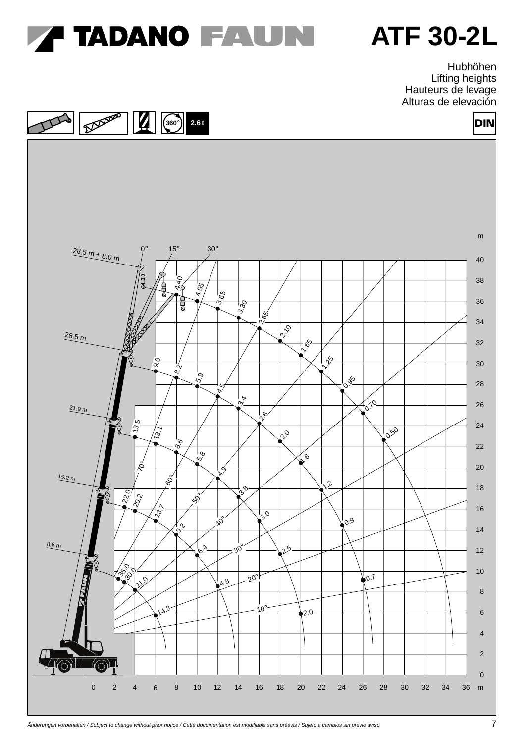# TADANO FAUN ATF 30-2L

Hubhöhen
Lifting heights
Hauteurs de levage
Alturas de elevación

360° | 2.6 t | DIN

Äncerungen vorbehalten / Subject to change without prior notice / Cette documentation est modifiable sans préavis / Sujeto a cambios sin previo aviso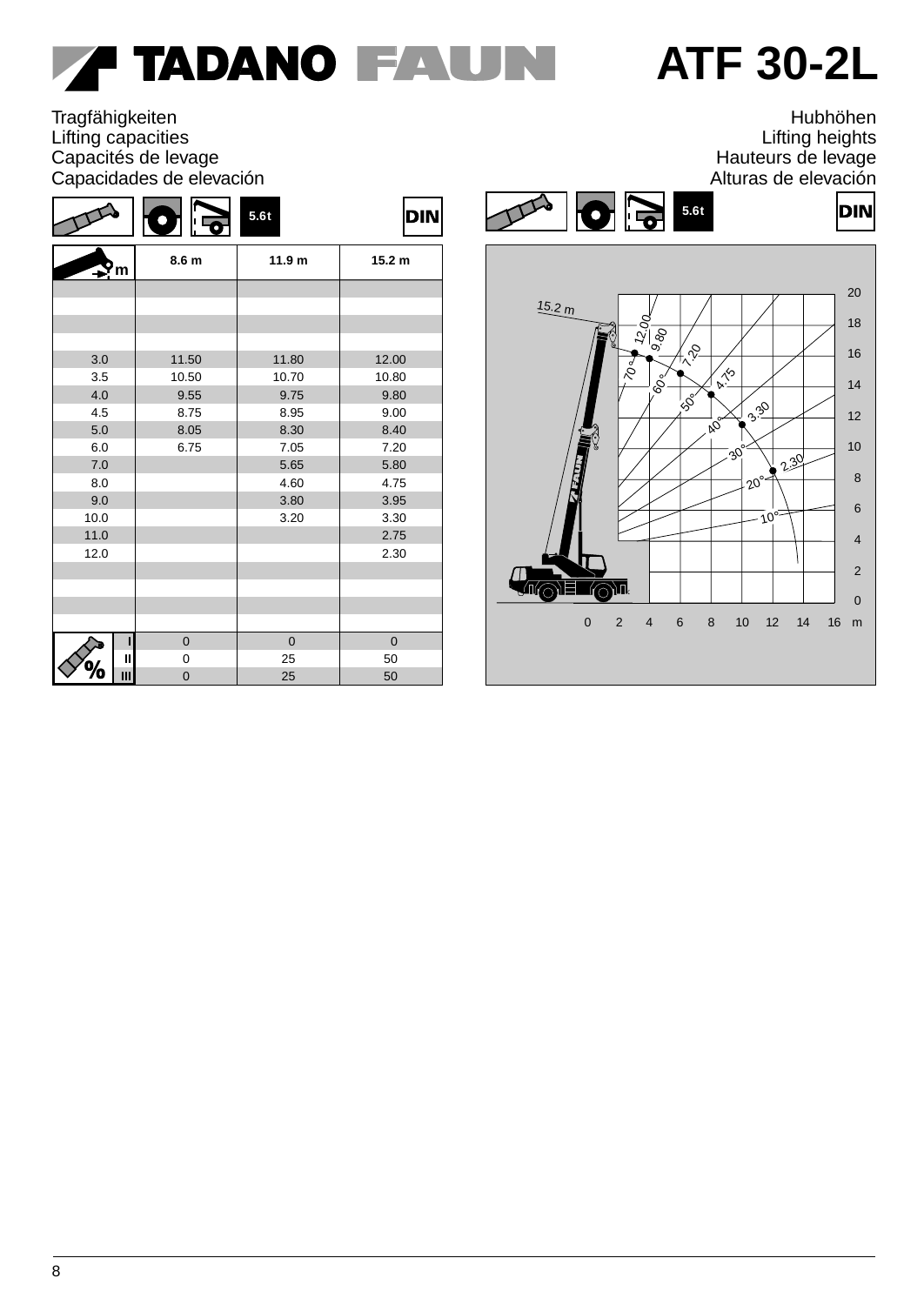# TADANO FAUN ATF 30-2L

Tragfähigkeiten
Lifting capacities
Capacités de levage
Capacidades de elevación

Hubhöhen
Lifting heights
Hauteurs de levage
Alturas de elevación

5.6t DIN

| m | 8.6 m | 11.9 m | 15.2 m |
|---|---|---|---|
| 3.0 | 11.50 | 11.80 | 12.00 |
| 3.5 | 10.50 | 10.70 | 10.80 |
| 4.0 | 9.55 | 9.75 | 9.80 |
| 4.5 | 8.75 | 8.95 | 9.00 |
| 5.0 | 8.05 | 8.30 | 8.40 |
| 6.0 | 6.75 | 7.05 | 7.20 |
| 7.0 | | 5.65 | 5.80 |
| 8.0 | | 4.60 | 4.75 |
| 9.0 | | 3.80 | 3.95 |
| 10.0 | | 3.20 | 3.30 |
| 11.0 | | | 2.75 |
| 12.0 | | | 2.30 |
| % I | 0 | 0 | 0 |
| % II | 0 | 25 | 50 |
| % III | 0 | 25 | 50 |

5.6t DIN

15.2 m: 70° – 12.00; 9.80; 60° – 7.20; 50° – 4.75; 40° – 3.30; 30° – 2.30; 20°; 10°

Height axis: 0, 2, 4, 6, 8, 10, 12, 14, 16, 18, 20
Radius axis: 0, 2, 4, 6, 8, 10, 12, 14, 16 m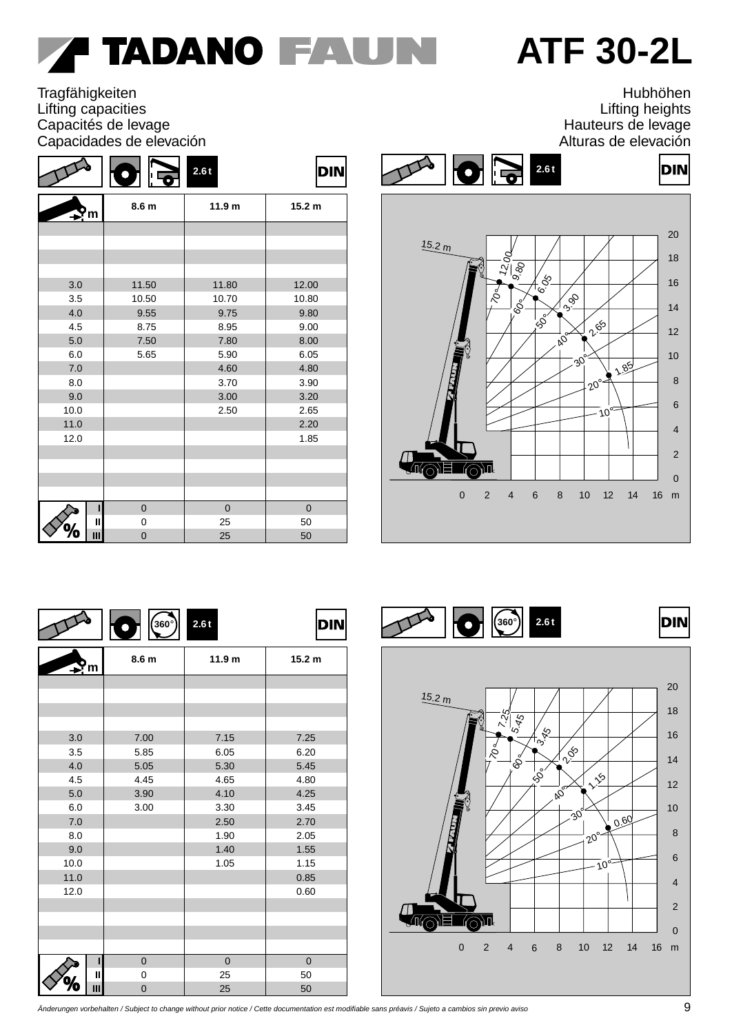# TADANO FAUN ATF 30-2L

Tragfähigkeiten
Lifting capacities
Capacités de levage
Capacidades de elevación

Hubhöhen
Lifting heights
Hauteurs de levage
Alturas de elevación

2.6 t — DIN

| m | 8.6 m | 11.9 m | 15.2 m |
|---|---|---|---|
| 3.0 | 11.50 | 11.80 | 12.00 |
| 3.5 | 10.50 | 10.70 | 10.80 |
| 4.0 | 9.55 | 9.75 | 9.80 |
| 4.5 | 8.75 | 8.95 | 9.00 |
| 5.0 | 7.50 | 7.80 | 8.00 |
| 6.0 | 5.65 | 5.90 | 6.05 |
| 7.0 | | 4.60 | 4.80 |
| 8.0 | | 3.70 | 3.90 |
| 9.0 | | 3.00 | 3.20 |
| 10.0 | | 2.50 | 2.65 |
| 11.0 | | | 2.20 |
| 12.0 | | | 1.85 |
| % I | 0 | 0 | 0 |
| % II | 0 | 25 | 50 |
| % III | 0 | 25 | 50 |

Lifting heights diagram (15.2 m): 12.00 / 9.80 (70°), 6.05 (60°), 3.90 (50°), 2.65 (40°), 1.85 (30°), 20°, 10°; height 0–20 m, radius 0–16 m.

360° — 2.6 t — DIN

| m | 8.6 m | 11.9 m | 15.2 m |
|---|---|---|---|
| 3.0 | 7.00 | 7.15 | 7.25 |
| 3.5 | 5.85 | 6.05 | 6.20 |
| 4.0 | 5.05 | 5.30 | 5.45 |
| 4.5 | 4.45 | 4.65 | 4.80 |
| 5.0 | 3.90 | 4.10 | 4.25 |
| 6.0 | 3.00 | 3.30 | 3.45 |
| 7.0 | | 2.50 | 2.70 |
| 8.0 | | 1.90 | 2.05 |
| 9.0 | | 1.40 | 1.55 |
| 10.0 | | 1.05 | 1.15 |
| 11.0 | | | 0.85 |
| 12.0 | | | 0.60 |
| % I | 0 | 0 | 0 |
| % II | 0 | 25 | 50 |
| % III | 0 | 25 | 50 |

Lifting heights diagram (15.2 m): 7.25 / 5.45 (70°), 3.45 (60°), 2.05 (50°), 1.15 (40°), 0.60 (30°), 20°, 10°; height 0–20 m, radius 0–16 m.

*Änderungen vorbehalten / Subject to change without prior notice / Cette documentation est modifiable sans préavis / Sujeto a cambios sin previo aviso*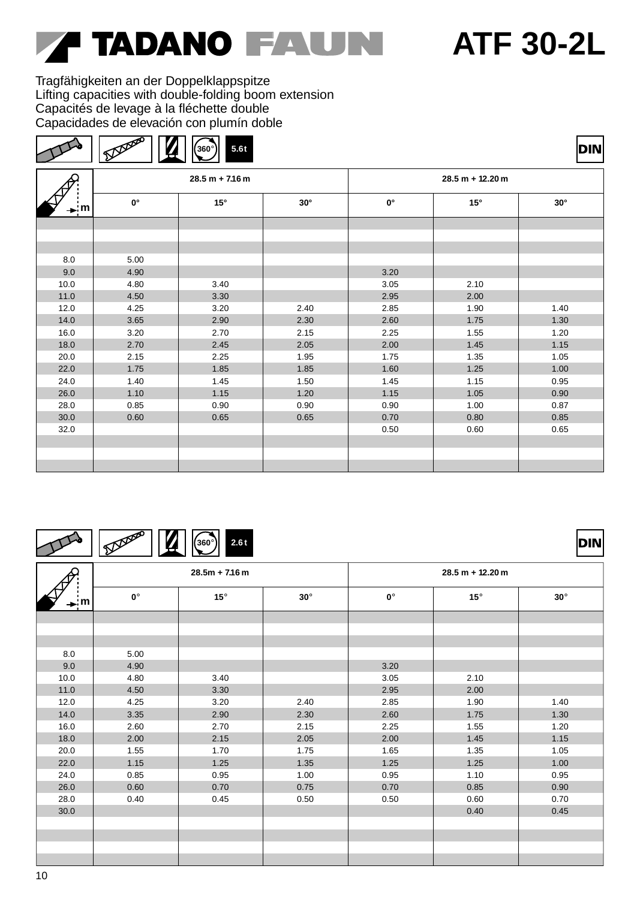# TADANO FAUN ATF 30-2L

Tragfähigkeiten an der Doppelklappspitze
Lifting capacities with double-folding boom extension
Capacités de levage à la fléchette double
Capacidades de elevación con plumín doble

360° | 5.6 t | DIN

| m | 28.5 m + 7.16 m | | | 28.5 m + 12.20 m | | |
|---|---|---|---|---|---|---|
| | 0° | 15° | 30° | 0° | 15° | 30° |
| 8.0 | 5.00 | | | | | |
| 9.0 | 4.90 | | | 3.20 | | |
| 10.0 | 4.80 | 3.40 | | 3.05 | 2.10 | |
| 11.0 | 4.50 | 3.30 | | 2.95 | 2.00 | |
| 12.0 | 4.25 | 3.20 | 2.40 | 2.85 | 1.90 | 1.40 |
| 14.0 | 3.65 | 2.90 | 2.30 | 2.60 | 1.75 | 1.30 |
| 16.0 | 3.20 | 2.70 | 2.15 | 2.25 | 1.55 | 1.20 |
| 18.0 | 2.70 | 2.45 | 2.05 | 2.00 | 1.45 | 1.15 |
| 20.0 | 2.15 | 2.25 | 1.95 | 1.75 | 1.35 | 1.05 |
| 22.0 | 1.75 | 1.85 | 1.85 | 1.60 | 1.25 | 1.00 |
| 24.0 | 1.40 | 1.45 | 1.50 | 1.45 | 1.15 | 0.95 |
| 26.0 | 1.10 | 1.15 | 1.20 | 1.15 | 1.05 | 0.90 |
| 28.0 | 0.85 | 0.90 | 0.90 | 0.90 | 1.00 | 0.87 |
| 30.0 | 0.60 | 0.65 | 0.65 | 0.70 | 0.80 | 0.85 |
| 32.0 | | | | 0.50 | 0.60 | 0.65 |

360° | 2.6 t | DIN

| m | 28.5m + 7.16 m | | | 28.5 m + 12.20 m | | |
|---|---|---|---|---|---|---|
| | 0° | 15° | 30° | 0° | 15° | 30° |
| 8.0 | 5.00 | | | | | |
| 9.0 | 4.90 | | | 3.20 | | |
| 10.0 | 4.80 | 3.40 | | 3.05 | 2.10 | |
| 11.0 | 4.50 | 3.30 | | 2.95 | 2.00 | |
| 12.0 | 4.25 | 3.20 | 2.40 | 2.85 | 1.90 | 1.40 |
| 14.0 | 3.35 | 2.90 | 2.30 | 2.60 | 1.75 | 1.30 |
| 16.0 | 2.60 | 2.70 | 2.15 | 2.25 | 1.55 | 1.20 |
| 18.0 | 2.00 | 2.15 | 2.05 | 2.00 | 1.45 | 1.15 |
| 20.0 | 1.55 | 1.70 | 1.75 | 1.65 | 1.35 | 1.05 |
| 22.0 | 1.15 | 1.25 | 1.35 | 1.25 | 1.25 | 1.00 |
| 24.0 | 0.85 | 0.95 | 1.00 | 0.95 | 1.10 | 0.95 |
| 26.0 | 0.60 | 0.70 | 0.75 | 0.70 | 0.85 | 0.90 |
| 28.0 | 0.40 | 0.45 | 0.50 | 0.50 | 0.60 | 0.70 |
| 30.0 | | | | | 0.40 | 0.45 |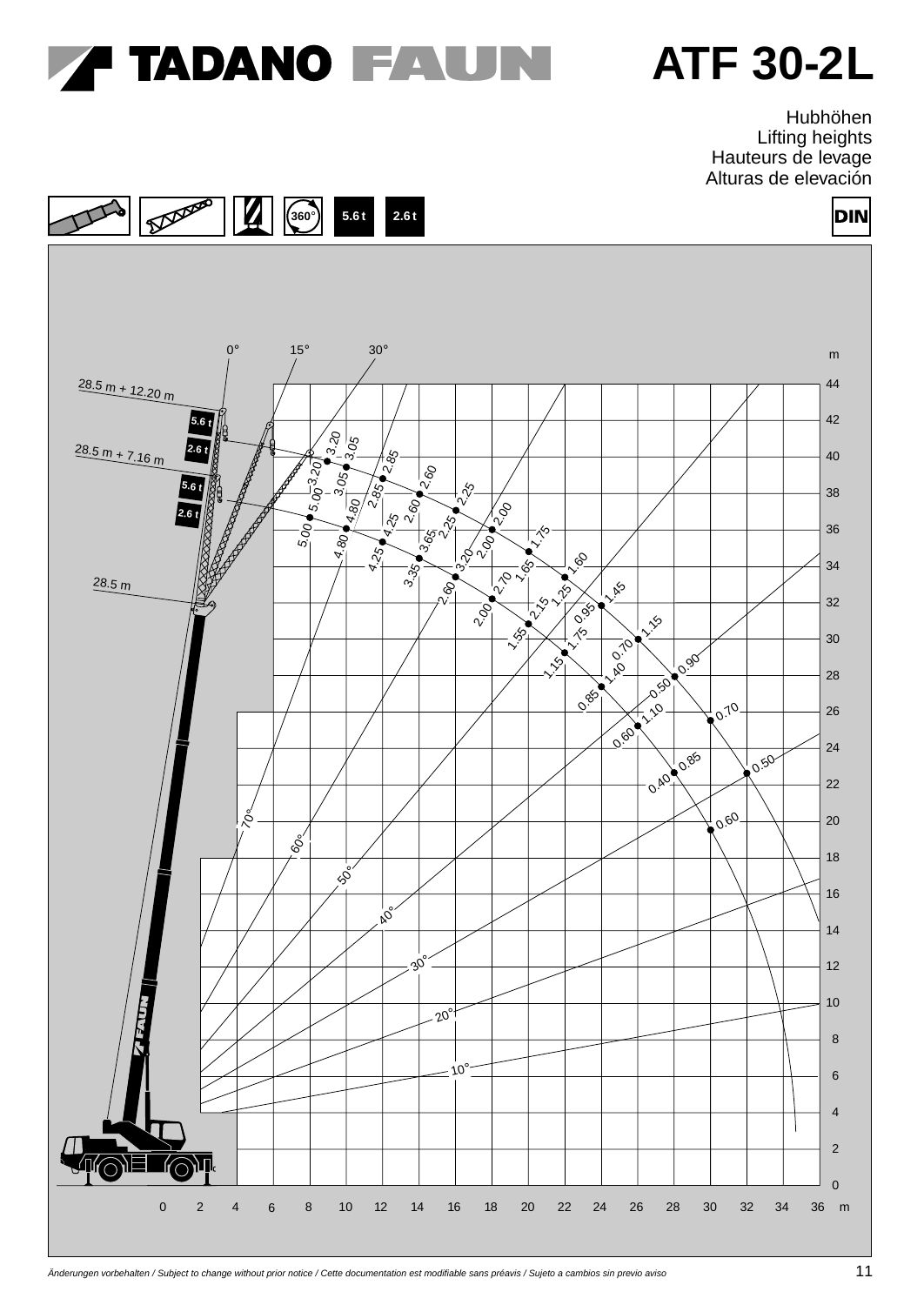# TADANO FAUN ATF 30-2L

Hubhöhen
Lifting heights
Hauteurs de levage
Alturas de elevación

360° | 5.6 t | 2.6 t | DIN

28.5 m + 12.20 m

28.5 m + 7.16 m

28.5 m

5.6 t

2.6 t

0° 15° 30°

m: 44, 42, 40, 38, 36, 34, 32, 30, 28, 26, 24, 22, 20, 18, 16, 14, 12, 10, 8, 6, 4, 2, 0

0 2 4 6 8 10 12 14 16 18 20 22 24 26 28 30 32 34 36 m

70° 60° 50° 40° 30° 20° 10°

3.20 3.05 2.85 2.60 2.25 2.00 1.75 1.60 1.45 1.15 0.90 0.70 0.50 0.60

3.20 3.05 2.85 2.60 2.25 2.00 1.65 1.25 0.95 0.70 0.50

5.00 4.80 4.25 3.65 3.20 2.70 2.15 1.75 1.40 1.10 0.85

5.00 4.80 4.25 3.35 2.60 2.00 1.55 1.15 0.85 0.60 0.40

*Änderungen vorbehalten / Subject to change without prior notice / Cette documentation est modifiable sans préavis / Sujeto a cambios sin previo aviso*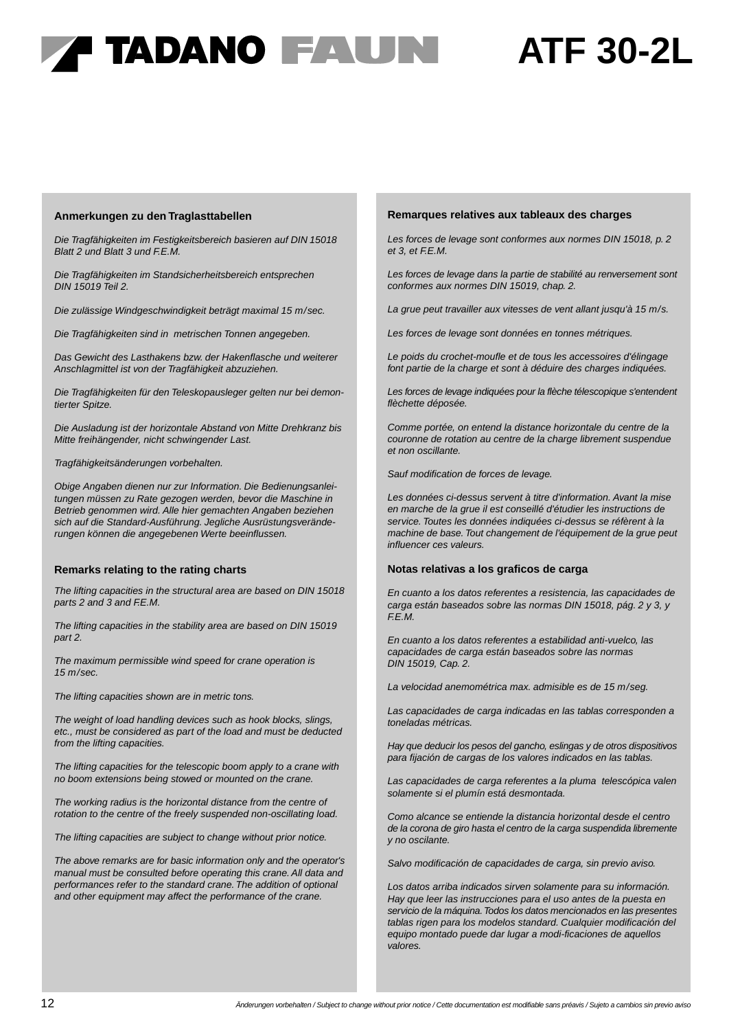# ATF 30-2L

## Anmerkungen zu den Traglasttabellen

*Die Tragfähigkeiten im Festigkeitsbereich basieren auf DIN 15018 Blatt 2 und Blatt 3 und F.E.M.*

*Die Tragfähigkeiten im Standsicherheitsbereich entsprechen DIN 15019 Teil 2.*

*Die zulässige Windgeschwindigkeit beträgt maximal 15 m/sec.*

*Die Tragfähigkeiten sind in metrischen Tonnen angegeben.*

*Das Gewicht des Lasthakens bzw. der Hakenflasche und weiterer Anschlagmittel ist von der Tragfähigkeit abzuziehen.*

*Die Tragfähigkeiten für den Teleskopausleger gelten nur bei demontierter Spitze.*

*Die Ausladung ist der horizontale Abstand von Mitte Drehkranz bis Mitte freihängender, nicht schwingender Last.*

*Tragfähigkeitsänderungen vorbehalten.*

*Obige Angaben dienen nur zur Information. Die Bedienungsanleitungen müssen zu Rate gezogen werden, bevor die Maschine in Betrieb genommen wird. Alle hier gemachten Angaben beziehen sich auf die Standard-Ausführung. Jegliche Ausrüstungsveränderungen können die angegebenen Werte beeinflussen.*

## Remarks relating to the rating charts

*The lifting capacities in the structural area are based on DIN 15018 parts 2 and 3 and F.E.M.*

*The lifting capacities in the stability area are based on DIN 15019 part 2.*

*The maximum permissible wind speed for crane operation is 15 m/sec.*

*The lifting capacities shown are in metric tons.*

*The weight of load handling devices such as hook blocks, slings, etc., must be considered as part of the load and must be deducted from the lifting capacities.*

*The lifting capacities for the telescopic boom apply to a crane with no boom extensions being stowed or mounted on the crane.*

*The working radius is the horizontal distance from the centre of rotation to the centre of the freely suspended non-oscillating load.*

*The lifting capacities are subject to change without prior notice.*

*The above remarks are for basic information only and the operator's manual must be consulted before operating this crane. All data and performances refer to the standard crane. The addition of optional and other equipment may affect the performance of the crane.*

## Remarques relatives aux tableaux des charges

*Les forces de levage sont conformes aux normes DIN 15018, p. 2 et 3, et F.E.M.*

*Les forces de levage dans la partie de stabilité au renversement sont conformes aux normes DIN 15019, chap. 2.*

*La grue peut travailler aux vitesses de vent allant jusqu'à 15 m/s.*

*Les forces de levage sont données en tonnes métriques.*

*Le poids du crochet-moufle et de tous les accessoires d'élingage font partie de la charge et sont à déduire des charges indiquées.*

*Les forces de levage indiquées pour la flèche télescopique s'entendent flèchette déposée.*

*Comme portée, on entend la distance horizontale du centre de la couronne de rotation au centre de la charge librement suspendue et non oscillante.*

*Sauf modification de forces de levage.*

*Les données ci-dessus servent à titre d'information. Avant la mise en marche de la grue il est conseillé d'étudier les instructions de service. Toutes les données indiquées ci-dessus se réfèrent à la machine de base. Tout changement de l'équipement de la grue peut influencer ces valeurs.*

## Notas relativas a los graficos de carga

*En cuanto a los datos referentes a resistencia, las capacidades de carga están baseados sobre las normas DIN 15018, pág. 2 y 3, y F.E.M.*

*En cuanto a los datos referentes a estabilidad anti-vuelco, las capacidades de carga están baseados sobre las normas DIN 15019, Cap. 2.*

*La velocidad anemométrica max. admisible es de 15 m/seg.*

*Las capacidades de carga indicadas en las tablas corresponden a toneladas métricas.*

*Hay que deducir los pesos del gancho, eslingas y de otros dispositivos para fijación de cargas de los valores indicados en las tablas.*

*Las capacidades de carga referentes a la pluma telescópica valen solamente si el plumín está desmontada.*

*Como alcance se entiende la distancia horizontal desde el centro de la corona de giro hasta el centro de la carga suspendida libremente y no oscilante.*

*Salvo modificación de capacidades de carga, sin previo aviso.*

*Los datos arriba indicados sirven solamente para su información. Hay que leer las instrucciones para el uso antes de la puesta en servicio de la máquina. Todos los datos mencionados en las presentes tablas rigen para los modelos standard. Cualquier modificación del equipo montado puede dar lugar a modi-ficaciones de aquellos valores.*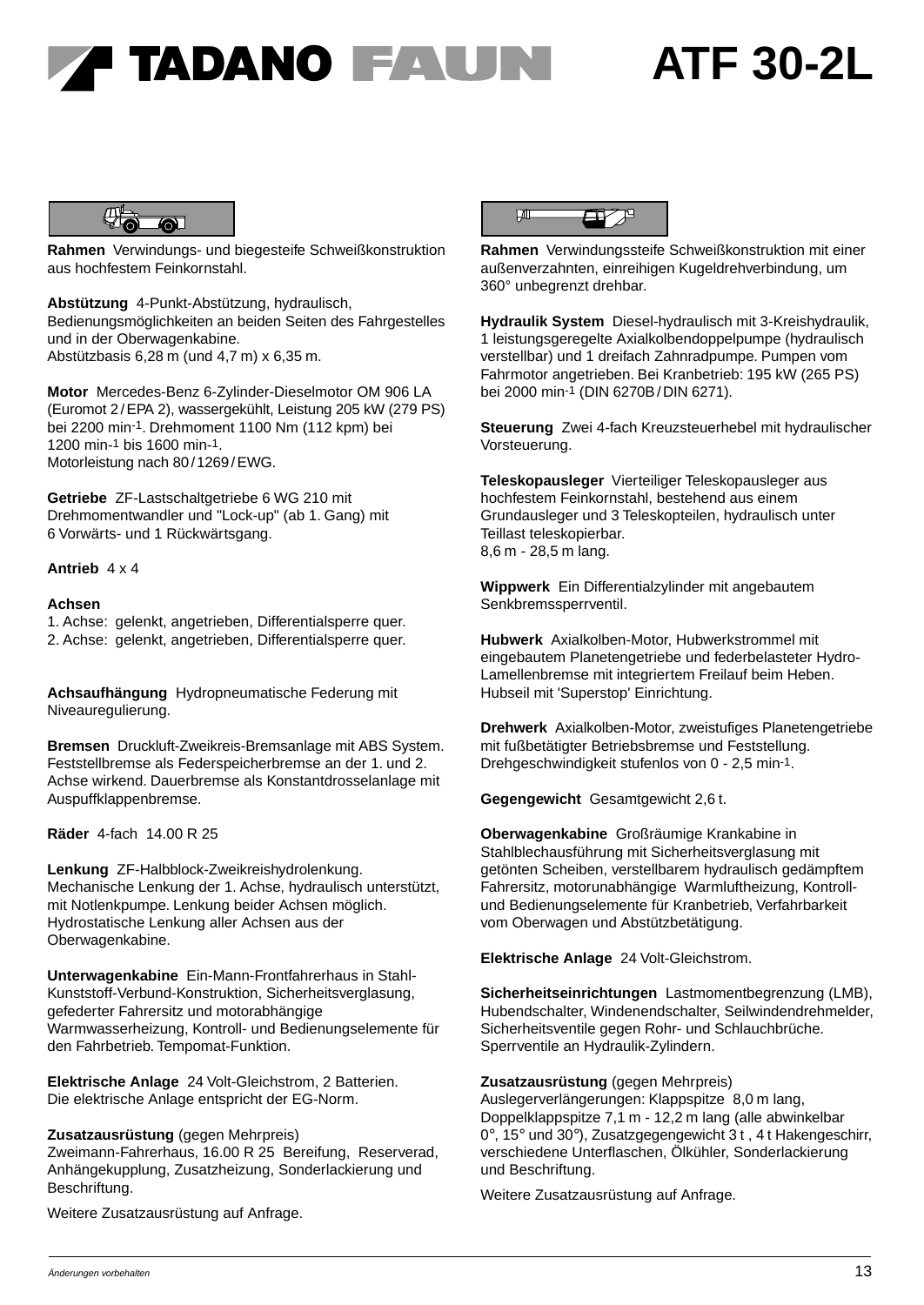# TADANO FAUN ATF 30-2L

**Rahmen** Verwindungs- und biegesteife Schweißkonstruktion aus hochfestem Feinkornstahl.

**Abstützung** 4-Punkt-Abstützung, hydraulisch, Bedienungsmöglichkeiten an beiden Seiten des Fahrgestelles und in der Oberwagenkabine.
Abstützbasis 6,28 m (und 4,7 m) x 6,35 m.

**Motor** Mercedes-Benz 6-Zylinder-Dieselmotor OM 906 LA (Euromot 2 / EPA 2), wassergekühlt, Leistung 205 kW (279 PS) bei 2200 min$^{-1}$. Drehmoment 1100 Nm (112 kpm) bei 1200 min$^{-1}$ bis 1600 min$^{-1}$.
Motorleistung nach 80 / 1269 / EWG.

**Getriebe** ZF-Lastschaltgetriebe 6 WG 210 mit Drehmomentwandler und "Lock-up" (ab 1. Gang) mit 6 Vorwärts- und 1 Rückwärtsgang.

**Antrieb** 4 x 4

**Achsen**
1. Achse: gelenkt, angetrieben, Differentialsperre quer.
2. Achse: gelenkt, angetrieben, Differentialsperre quer.

**Achsaufhängung** Hydropneumatische Federung mit Niveauregulierung.

**Bremsen** Druckluft-Zweikreis-Bremsanlage mit ABS System. Feststellbremse als Federspeicherbremse an der 1. und 2. Achse wirkend. Dauerbremse als Konstantdrosselanlage mit Auspuffklappenbremse.

**Räder** 4-fach 14.00 R 25

**Lenkung** ZF-Halbblock-Zweikreishydrolenkung. Mechanische Lenkung der 1. Achse, hydraulisch unterstützt, mit Notlenkpumpe. Lenkung beider Achsen möglich. Hydrostatische Lenkung aller Achsen aus der Oberwagenkabine.

**Unterwagenkabine** Ein-Mann-Frontfahrerhaus in Stahl-Kunststoff-Verbund-Konstruktion, Sicherheitsverglasung, gefederter Fahrersitz und motorabhängige Warmwasserheizung, Kontroll- und Bedienungselemente für den Fahrbetrieb. Tempomat-Funktion.

**Elektrische Anlage** 24 Volt-Gleichstrom, 2 Batterien.
Die elektrische Anlage entspricht der EG-Norm.

**Zusatzausrüstung** (gegen Mehrpreis)
Zweimann-Fahrerhaus, 16.00 R 25 Bereifung, Reserverad, Anhängekupplung, Zusatzheizung, Sonderlackierung und Beschriftung.

Weitere Zusatzausrüstung auf Anfrage.

**Rahmen** Verwindungssteife Schweißkonstruktion mit einer außenverzahnten, einreihigen Kugeldrehverbindung, um 360° unbegrenzt drehbar.

**Hydraulik System** Diesel-hydraulisch mit 3-Kreishydraulik, 1 leistungsgeregelte Axialkolbendoppelpumpe (hydraulisch verstellbar) und 1 dreifach Zahnradpumpe. Pumpen vom Fahrmotor angetrieben. Bei Kranbetrieb: 195 kW (265 PS) bei 2000 min$^{-1}$ (DIN 6270B / DIN 6271).

**Steuerung** Zwei 4-fach Kreuzsteuerhebel mit hydraulischer Vorsteuerung.

**Teleskopausleger** Vierteiliger Teleskopausleger aus hochfestem Feinkornstahl, bestehend aus einem Grundausleger und 3 Teleskopteilen, hydraulisch unter Teillast teleskopierbar.
8,6 m - 28,5 m lang.

**Wippwerk** Ein Differentialzylinder mit angebautem Senkbremssperrventil.

**Hubwerk** Axialkolben-Motor, Hubwerkstrommel mit eingebautem Planetengetriebe und federbelasteter Hydro-Lamellenbremse mit integriertem Freilauf beim Heben. Hubseil mit 'Superstop' Einrichtung.

**Drehwerk** Axialkolben-Motor, zweistufiges Planetengetriebe mit fußbetätigter Betriebsbremse und Feststellung. Drehgeschwindigkeit stufenlos von 0 - 2,5 min$^{-1}$.

**Gegengewicht** Gesamtgewicht 2,6 t.

**Oberwagenkabine** Großräumige Krankabine in Stahlblechausführung mit Sicherheitsverglasung mit getönten Scheiben, verstellbarem hydraulisch gedämpftem Fahrersitz, motorunabhängige Warmluftheizung, Kontroll- und Bedienungselemente für Kranbetrieb, Verfahrbarkeit vom Oberwagen und Abstützbetätigung.

**Elektrische Anlage** 24 Volt-Gleichstrom.

**Sicherheitseinrichtungen** Lastmomentbegrenzung (LMB), Hubendschalter, Windenendschalter, Seilwindendrehmelder, Sicherheitsventile gegen Rohr- und Schlauchbrüche. Sperrventile an Hydraulik-Zylindern.

**Zusatzausrüstung** (gegen Mehrpreis)
Auslegerverlängerungen: Klappspitze 8,0 m lang, Doppelklappspitze 7,1 m - 12,2 m lang (alle abwinkelbar 0°, 15° und 30°), Zusatzgegengewicht 3 t , 4 t Hakengeschirr, verschiedene Unterflaschen, Ölkühler, Sonderlackierung und Beschriftung.

Weitere Zusatzausrüstung auf Anfrage.

*Änderungen vorbehalten*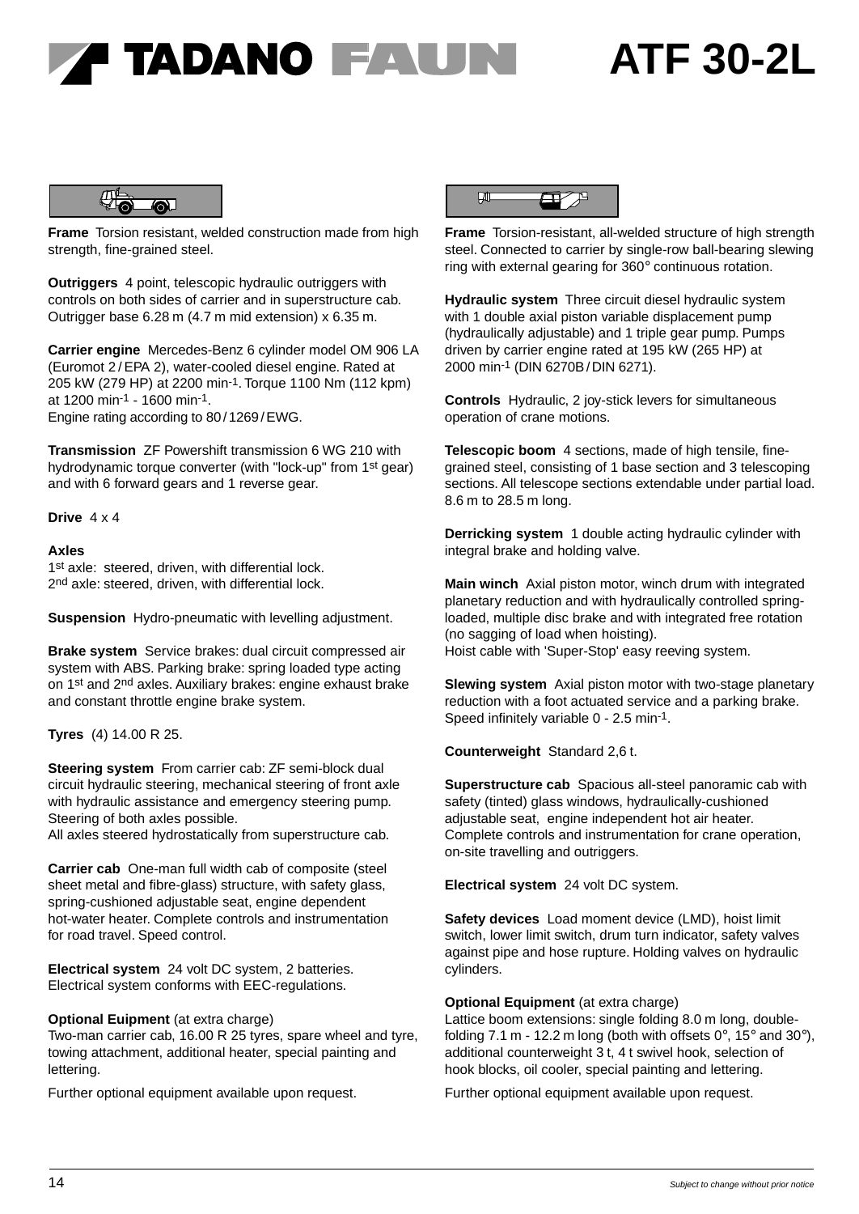# TADANO FAUN ATF 30-2L

**Frame** Torsion resistant, welded construction made from high strength, fine-grained steel.

**Outriggers** 4 point, telescopic hydraulic outriggers with controls on both sides of carrier and in superstructure cab. Outrigger base 6.28 m (4.7 m mid extension) x 6.35 m.

**Carrier engine** Mercedes-Benz 6 cylinder model OM 906 LA (Euromot 2 / EPA 2), water-cooled diesel engine. Rated at 205 kW (279 HP) at 2200 min$^{-1}$. Torque 1100 Nm (112 kpm) at 1200 min$^{-1}$ - 1600 min$^{-1}$.
Engine rating according to 80 / 1269 / EWG.

**Transmission** ZF Powershift transmission 6 WG 210 with hydrodynamic torque converter (with "lock-up" from 1st gear) and with 6 forward gears and 1 reverse gear.

**Drive** 4 x 4

**Axles**
1st axle: steered, driven, with differential lock.
2nd axle: steered, driven, with differential lock.

**Suspension** Hydro-pneumatic with levelling adjustment.

**Brake system** Service brakes: dual circuit compressed air system with ABS. Parking brake: spring loaded type acting on 1st and 2nd axles. Auxiliary brakes: engine exhaust brake and constant throttle engine brake system.

**Tyres** (4) 14.00 R 25.

**Steering system** From carrier cab: ZF semi-block dual circuit hydraulic steering, mechanical steering of front axle with hydraulic assistance and emergency steering pump. Steering of both axles possible.
All axles steered hydrostatically from superstructure cab.

**Carrier cab** One-man full width cab of composite (steel sheet metal and fibre-glass) structure, with safety glass, spring-cushioned adjustable seat, engine dependent hot-water heater. Complete controls and instrumentation for road travel. Speed control.

**Electrical system** 24 volt DC system, 2 batteries. Electrical system conforms with EEC-regulations.

**Optional Euipment** (at extra charge)
Two-man carrier cab, 16.00 R 25 tyres, spare wheel and tyre, towing attachment, additional heater, special painting and lettering.

Further optional equipment available upon request.

**Frame** Torsion-resistant, all-welded structure of high strength steel. Connected to carrier by single-row ball-bearing slewing ring with external gearing for 360° continuous rotation.

**Hydraulic system** Three circuit diesel hydraulic system with 1 double axial piston variable displacement pump (hydraulically adjustable) and 1 triple gear pump. Pumps driven by carrier engine rated at 195 kW (265 HP) at 2000 min$^{-1}$ (DIN 6270B / DIN 6271).

**Controls** Hydraulic, 2 joy-stick levers for simultaneous operation of crane motions.

**Telescopic boom** 4 sections, made of high tensile, fine-grained steel, consisting of 1 base section and 3 telescoping sections. All telescope sections extendable under partial load. 8.6 m to 28.5 m long.

**Derricking system** 1 double acting hydraulic cylinder with integral brake and holding valve.

**Main winch** Axial piston motor, winch drum with integrated planetary reduction and with hydraulically controlled spring-loaded, multiple disc brake and with integrated free rotation (no sagging of load when hoisting).
Hoist cable with 'Super-Stop' easy reeving system.

**Slewing system** Axial piston motor with two-stage planetary reduction with a foot actuated service and a parking brake. Speed infinitely variable 0 - 2.5 min$^{-1}$.

**Counterweight** Standard 2,6 t.

**Superstructure cab** Spacious all-steel panoramic cab with safety (tinted) glass windows, hydraulically-cushioned adjustable seat, engine independent hot air heater. Complete controls and instrumentation for crane operation, on-site travelling and outriggers.

**Electrical system** 24 volt DC system.

**Safety devices** Load moment device (LMD), hoist limit switch, lower limit switch, drum turn indicator, safety valves against pipe and hose rupture. Holding valves on hydraulic cylinders.

**Optional Equipment** (at extra charge)
Lattice boom extensions: single folding 8.0 m long, double-folding 7.1 m - 12.2 m long (both with offsets 0°, 15° and 30°), additional counterweight 3 t, 4 t swivel hook, selection of hook blocks, oil cooler, special painting and lettering.

Further optional equipment available upon request.

*Subject to change without prior notice*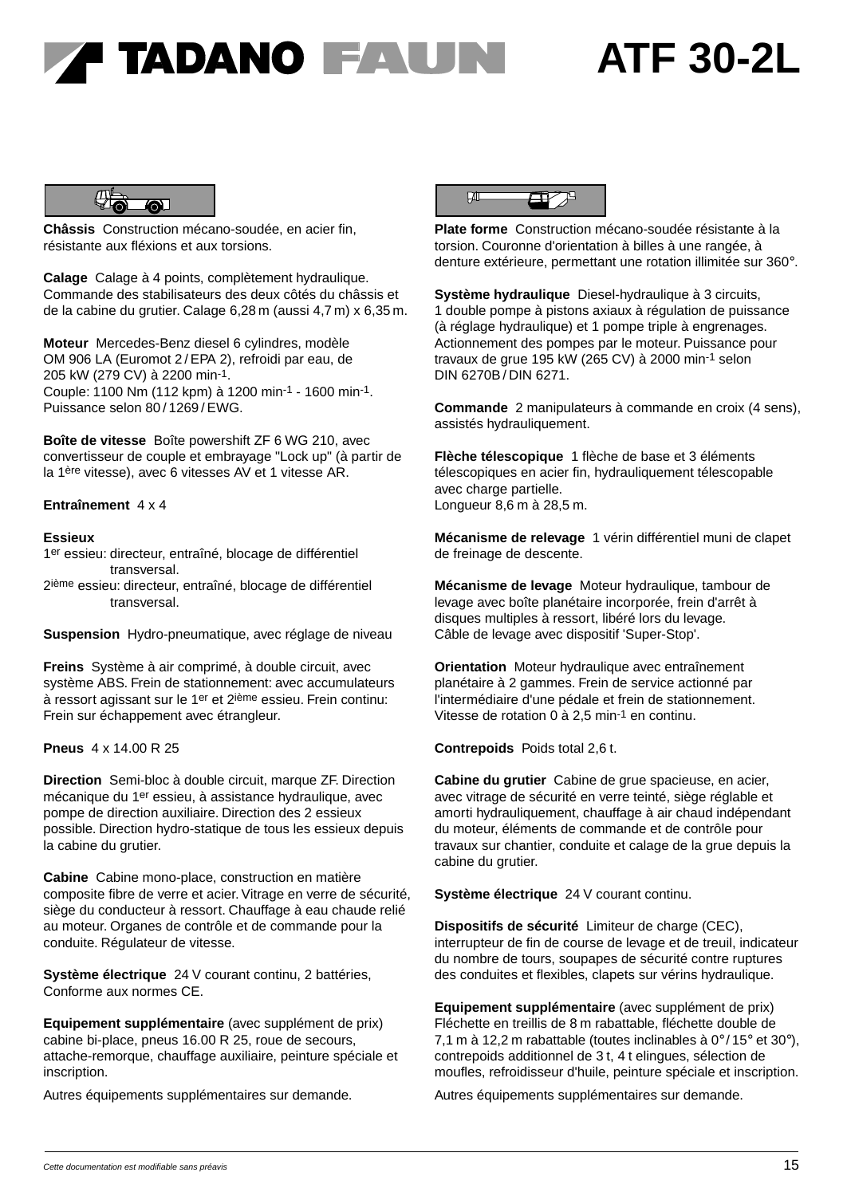# TADANO FAUN ATF 30-2L

**Châssis** Construction mécano-soudée, en acier fin, résistante aux fléxions et aux torsions.

**Calage** Calage à 4 points, complètement hydraulique. Commande des stabilisateurs des deux côtés du châssis et de la cabine du grutier. Calage 6,28 m (aussi 4,7 m) x 6,35 m.

**Moteur** Mercedes-Benz diesel 6 cylindres, modèle OM 906 LA (Euromot 2 / EPA 2), refroidi par eau, de 205 kW (279 CV) à 2200 $min^{-1}$.
Couple: 1100 Nm (112 kpm) à 1200 $min^{-1}$ - 1600 $min^{-1}$.
Puissance selon 80 / 1269 / EWG.

**Boîte de vitesse** Boîte powershift ZF 6 WG 210, avec convertisseur de couple et embrayage "Lock up" (à partir de la 1ère vitesse), avec 6 vitesses AV et 1 vitesse AR.

**Entraînement** 4 x 4

**Essieux**
1er essieu: directeur, entraîné, blocage de différentiel transversal.
2ième essieu: directeur, entraîné, blocage de différentiel transversal.

**Suspension** Hydro-pneumatique, avec réglage de niveau

**Freins** Système à air comprimé, à double circuit, avec système ABS. Frein de stationnement: avec accumulateurs à ressort agissant sur le 1er et 2ième essieu. Frein continu: Frein sur échappement avec étrangleur.

**Pneus** 4 x 14.00 R 25

**Direction** Semi-bloc à double circuit, marque ZF. Direction mécanique du 1er essieu, à assistance hydraulique, avec pompe de direction auxiliaire. Direction des 2 essieux possible. Direction hydro-statique de tous les essieux depuis la cabine du grutier.

**Cabine** Cabine mono-place, construction en matière composite fibre de verre et acier. Vitrage en verre de sécurité, siège du conducteur à ressort. Chauffage à eau chaude relié au moteur. Organes de contrôle et de commande pour la conduite. Régulateur de vitesse.

**Système électrique** 24 V courant continu, 2 battéries, Conforme aux normes CE.

**Equipement supplémentaire** (avec supplément de prix) cabine bi-place, pneus 16.00 R 25, roue de secours, attache-remorque, chauffage auxiliaire, peinture spéciale et inscription.

Autres équipements supplémentaires sur demande.

**Plate forme** Construction mécano-soudée résistante à la torsion. Couronne d'orientation à billes à une rangée, à denture extérieure, permettant une rotation illimitée sur 360°.

**Système hydraulique** Diesel-hydraulique à 3 circuits, 1 double pompe à pistons axiaux à régulation de puissance (à réglage hydraulique) et 1 pompe triple à engrenages. Actionnement des pompes par le moteur. Puissance pour travaux de grue 195 kW (265 CV) à 2000 $min^{-1}$ selon DIN 6270B / DIN 6271.

**Commande** 2 manipulateurs à commande en croix (4 sens), assistés hydrauliquement.

**Flèche télescopique** 1 flèche de base et 3 éléments télescopiques en acier fin, hydrauliquement télescopable avec charge partielle.
Longueur 8,6 m à 28,5 m.

**Mécanisme de relevage** 1 vérin différentiel muni de clapet de freinage de descente.

**Mécanisme de levage** Moteur hydraulique, tambour de levage avec boîte planétaire incorporée, frein d'arrêt à disques multiples à ressort, libéré lors du levage.
Câble de levage avec dispositif 'Super-Stop'.

**Orientation** Moteur hydraulique avec entraînement planétaire à 2 gammes. Frein de service actionné par l'intermédiaire d'une pédale et frein de stationnement. Vitesse de rotation 0 à 2,5 $min^{-1}$ en continu.

**Contrepoids** Poids total 2,6 t.

**Cabine du grutier** Cabine de grue spacieuse, en acier, avec vitrage de sécurité en verre teinté, siège réglable et amorti hydrauliquement, chauffage à air chaud indépendant du moteur, éléments de commande et de contrôle pour travaux sur chantier, conduite et calage de la grue depuis la cabine du grutier.

**Système électrique** 24 V courant continu.

**Dispositifs de sécurité** Limiteur de charge (CEC), interrupteur de fin de course de levage et de treuil, indicateur du nombre de tours, soupapes de sécurité contre ruptures des conduites et flexibles, clapets sur vérins hydraulique.

**Equipement supplémentaire** (avec supplément de prix) Fléchette en treillis de 8 m rabattable, fléchette double de 7,1 m à 12,2 m rabattable (toutes inclinables à 0° / 15° et 30°), contrepoids additionnel de 3 t, 4 t elingues, sélection de moufles, refroidisseur d'huile, peinture spéciale et inscription.

Autres équipements supplémentaires sur demande.

*Cette documentation est modifiable sans préavis*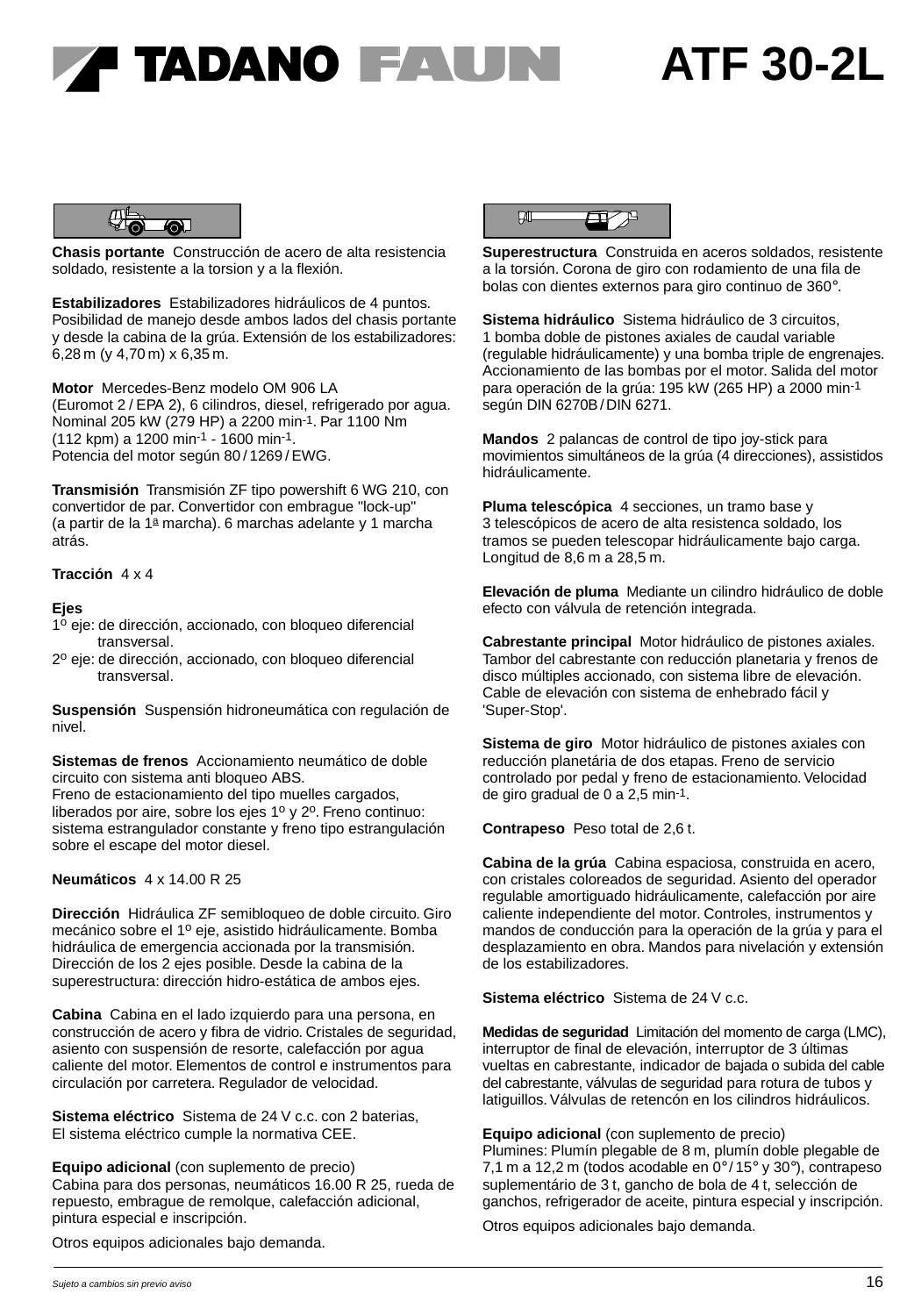# TADANO FAUN ATF 30-2L

**Chasis portante** Construcción de acero de alta resistencia soldado, resistente a la torsion y a la flexión.

**Estabilizadores** Estabilizadores hidráulicos de 4 puntos. Posibilidad de manejo desde ambos lados del chasis portante y desde la cabina de la grúa. Extensión de los estabilizadores: 6,28 m (y 4,70 m) x 6,35 m.

**Motor** Mercedes-Benz modelo OM 906 LA (Euromot 2 / EPA 2), 6 cilindros, diesel, refrigerado por agua. Nominal 205 kW (279 HP) a 2200 min$^{-1}$. Par 1100 Nm (112 kpm) a 1200 min$^{-1}$ - 1600 min$^{-1}$.
Potencia del motor según 80 / 1269 / EWG.

**Transmisión** Transmisión ZF tipo powershift 6 WG 210, con convertidor de par. Convertidor con embrague "lock-up" (a partir de la 1ª marcha). 6 marchas adelante y 1 marcha atrás.

**Tracción** 4 x 4

**Ejes**
1º eje: de dirección, accionado, con bloqueo diferencial transversal.
2º eje: de dirección, accionado, con bloqueo diferencial transversal.

**Suspensión** Suspensión hidroneumática con regulación de nivel.

**Sistemas de frenos** Accionamiento neumático de doble circuito con sistema anti bloqueo ABS.
Freno de estacionamiento del tipo muelles cargados, liberados por aire, sobre los ejes 1º y 2º. Freno continuo: sistema estrangulador constante y freno tipo estrangulación sobre el escape del motor diesel.

**Neumáticos** 4 x 14.00 R 25

**Dirección** Hidráulica ZF semibloqueo de doble circuito. Giro mecánico sobre el 1º eje, asistido hidráulicamente. Bomba hidráulica de emergencia accionada por la transmisión. Dirección de los 2 ejes posible. Desde la cabina de la superestructura: dirección hidro-estática de ambos ejes.

**Cabina** Cabina en el lado izquierdo para una persona, en construcción de acero y fibra de vidrio. Cristales de seguridad, asiento con suspensión de resorte, calefacción por agua caliente del motor. Elementos de control e instrumentos para circulación por carretera. Regulador de velocidad.

**Sistema eléctrico** Sistema de 24 V c.c. con 2 baterias,
El sistema eléctrico cumple la normativa CEE.

**Equipo adicional** (con suplemento de precio)
Cabina para dos personas, neumáticos 16.00 R 25, rueda de repuesto, embrague de remolque, calefacción adicional, pintura especial e inscripción.

Otros equipos adicionales bajo demanda.

**Superestructura** Construida en aceros soldados, resistente a la torsión. Corona de giro con rodamiento de una fila de bolas con dientes externos para giro continuo de 360°.

**Sistema hidráulico** Sistema hidráulico de 3 circuitos, 1 bomba doble de pistones axiales de caudal variable (regulable hidráulicamente) y una bomba triple de engrenajes. Accionamiento de las bombas por el motor. Salida del motor para operación de la grúa: 195 kW (265 HP) a 2000 min$^{-1}$ según DIN 6270B / DIN 6271.

**Mandos** 2 palancas de control de tipo joy-stick para movimientos simultáneos de la grúa (4 direcciones), assistidos hidráulicamente.

**Pluma telescópica** 4 secciones, un tramo base y 3 telescópicos de acero de alta resistencia soldado, los tramos se pueden telescopar hidráulicamente bajo carga. Longitud de 8,6 m a 28,5 m.

**Elevación de pluma** Mediante un cilindro hidráulico de doble efecto con válvula de retención integrada.

**Cabrestante principal** Motor hidráulico de pistones axiales. Tambor del cabrestante con reducción planetaria y frenos de disco múltiples accionado, con sistema libre de elevación. Cable de elevación con sistema de enhebrado fácil y 'Super-Stop'.

**Sistema de giro** Motor hidráulico de pistones axiales con reducción planetária de dos etapas. Freno de servicio controlado por pedal y freno de estacionamiento. Velocidad de giro gradual de 0 a 2,5 min$^{-1}$.

**Contrapeso** Peso total de 2,6 t.

**Cabina de la grúa** Cabina espaciosa, construida en acero, con cristales coloreados de seguridad. Asiento del operador regulable amortiguado hidráulicamente, calefacción por aire caliente independiente del motor. Controles, instrumentos y mandos de conducción para la operación de la grúa y para el desplazamiento en obra. Mandos para nivelación y extensión de los estabilizadores.

**Sistema eléctrico** Sistema de 24 V c.c.

**Medidas de seguridad** Limitación del momento de carga (LMC), interruptor de final de elevación, interruptor de 3 últimas vueltas en cabrestante, indicador de bajada o subida del cable del cabrestante, válvulas de seguridad para rotura de tubos y latiguillos. Válvulas de retencón en los cilindros hidráulicos.

**Equipo adicional** (con suplemento de precio)
Plumines: Plumín plegable de 8 m, plumín doble plegable de 7,1 m a 12,2 m (todos acodable en 0° / 15° y 30°), contrapeso suplementário de 3 t, gancho de bola de 4 t, selección de ganchos, refrigerador de aceite, pintura especial y inscripción.

Otros equipos adicionales bajo demanda.

*Sujeto a cambios sin previo aviso*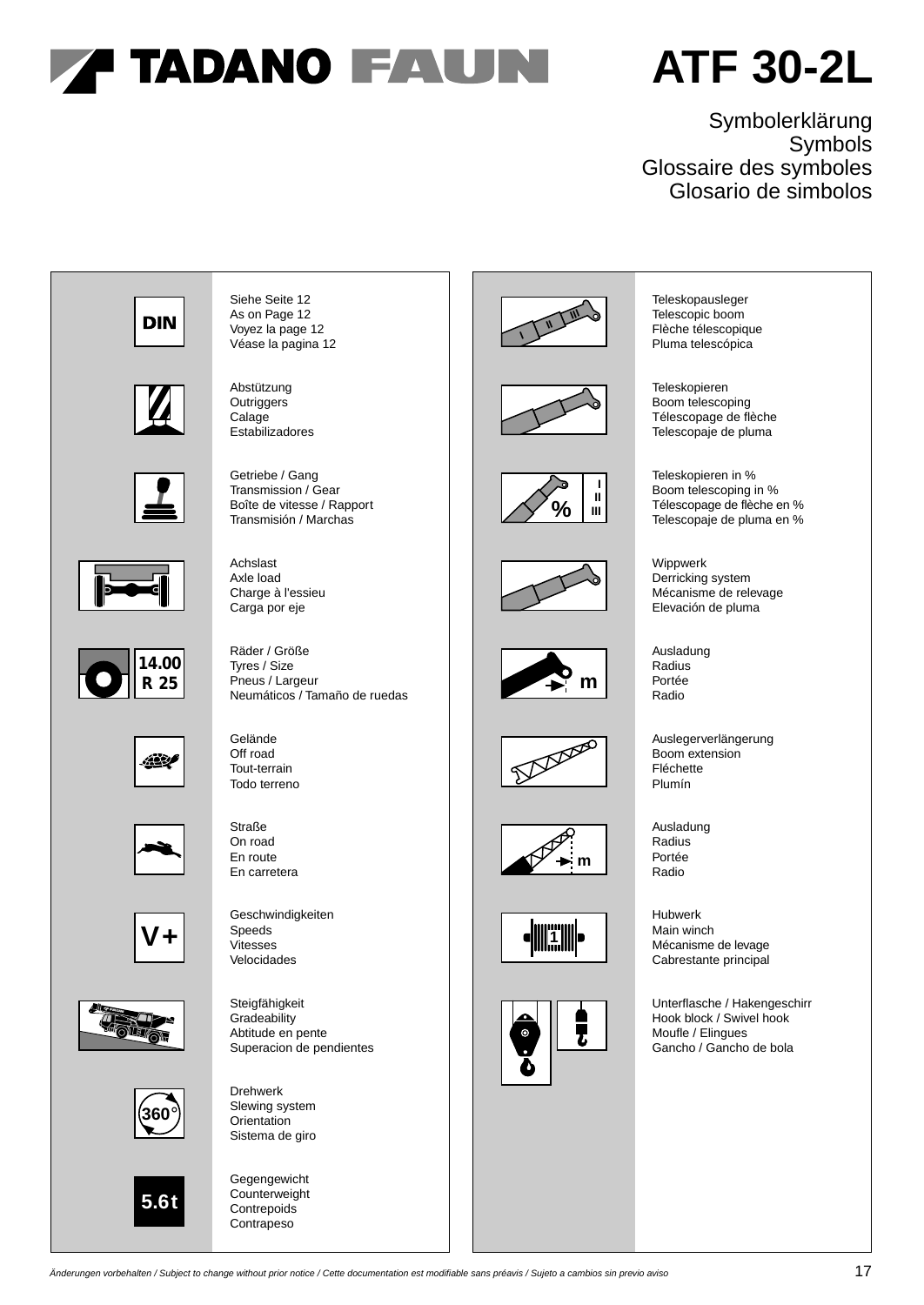# ATF 30-2L

## Symbolerklärung
## Symbols
## Glossaire des symboles
## Glosario de simbolos

| | |
|---|---|
| DIN | Siehe Seite 12<br>As on Page 12<br>Voyez la page 12<br>Véase la pagina 12 |
| | Abstützung<br>Outriggers<br>Calage<br>Estabilizadores |
| | Getriebe / Gang<br>Transmission / Gear<br>Boîte de vitesse / Rapport<br>Transmisión / Marchas |
| | Achslast<br>Axle load<br>Charge à l'essieu<br>Carga por eje |
| 14.00 R 25 | Räder / Größe<br>Tyres / Size<br>Pneus / Largeur<br>Neumáticos / Tamaño de ruedas |
| | Gelände<br>Off road<br>Tout-terrain<br>Todo terreno |
| | Straße<br>On road<br>En route<br>En carretera |
| V+ | Geschwindigkeiten<br>Speeds<br>Vitesses<br>Velocidades |
| | Steigfähigkeit<br>Gradeability<br>Abtitude en pente<br>Superacion de pendientes |
| 360° | Drehwerk<br>Slewing system<br>Orientation<br>Sistema de giro |
| 5.6t | Gegengewicht<br>Counterweight<br>Contrepoids<br>Contrapeso |

| | |
|---|---|
| I II III | Teleskopausleger<br>Telescopic boom<br>Flèche télescopique<br>Pluma telescópica |
| | Teleskopieren<br>Boom telescoping<br>Télescopage de flèche<br>Telescopaje de pluma |
| % I II III | Teleskopieren in %<br>Boom telescoping in %<br>Télescopage de flèche en %<br>Telescopaje de pluma en % |
| | Wippwerk<br>Derricking system<br>Mécanisme de relevage<br>Elevación de pluma |
| m | Ausladung<br>Radius<br>Portée<br>Radio |
| | Auslegerverlängerung<br>Boom extension<br>Fléchette<br>Plumín |
| m | Ausladung<br>Radius<br>Portée<br>Radio |
| 1 | Hubwerk<br>Main winch<br>Mécanisme de levage<br>Cabrestante principal |
| | Unterflasche / Hakengeschirr<br>Hook block / Swivel hook<br>Moufle / Elingues<br>Gancho / Gancho de bola |

*Änderungen vorbehalten / Subject to change without prior notice / Cette documentation est modifiable sans préavis / Sujeto a cambios sin previo aviso*